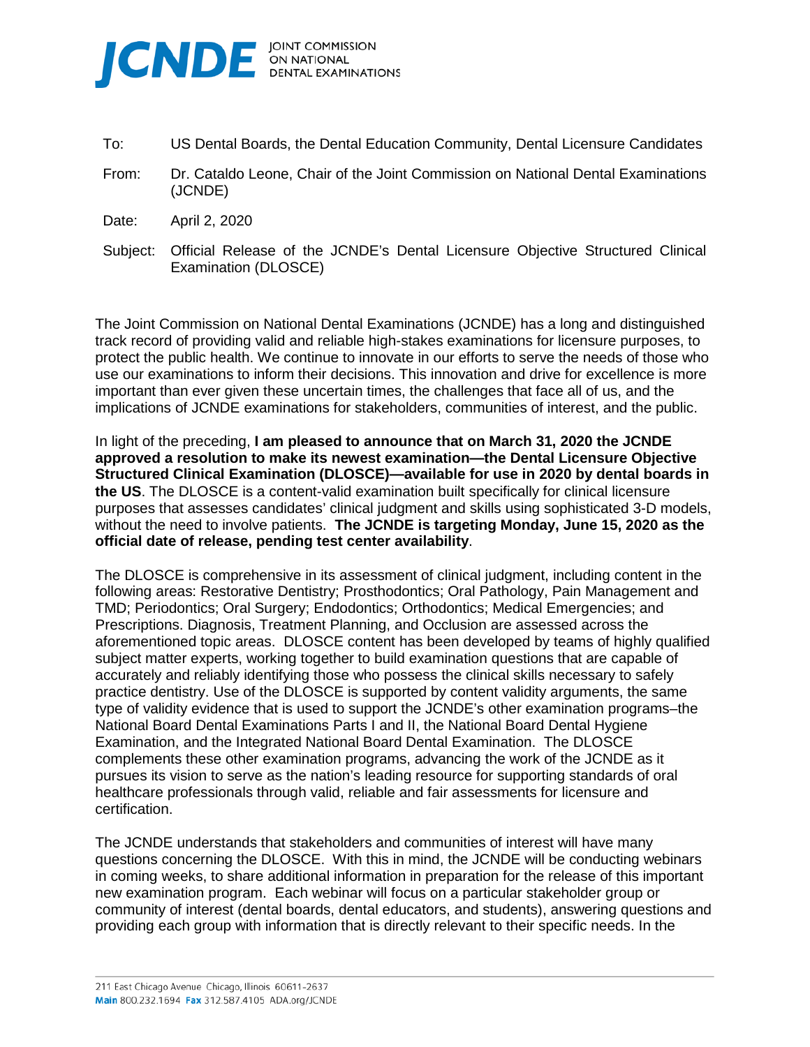**JCNDE** JOINT COMMISSION ON NATIONAL DENTAL EXAMINATIONS

To: US Dental Boards, the Dental Education Community, Dental Licensure Candidates

From: Dr. Cataldo Leone, Chair of the Joint Commission on National Dental Examinations (JCNDE)

Date: April 2, 2020

Subject: Official Release of the JCNDE's Dental Licensure Objective Structured Clinical Examination (DLOSCE)

The Joint Commission on National Dental Examinations (JCNDE) has a long and distinguished track record of providing valid and reliable high-stakes examinations for licensure purposes, to protect the public health. We continue to innovate in our efforts to serve the needs of those who use our examinations to inform their decisions. This innovation and drive for excellence is more important than ever given these uncertain times, the challenges that face all of us, and the implications of JCNDE examinations for stakeholders, communities of interest, and the public.

In light of the preceding, **I am pleased to announce that on March 31, 2020 the JCNDE approved a resolution to make its newest examination—the Dental Licensure Objective Structured Clinical Examination (DLOSCE)—available for use in 2020 by dental boards in the US**. The DLOSCE is a content-valid examination built specifically for clinical licensure purposes that assesses candidates' clinical judgment and skills using sophisticated 3-D models, without the need to involve patients. **The JCNDE is targeting Monday, June 15, 2020 as the official date of release, pending test center availability**.

The DLOSCE is comprehensive in its assessment of clinical judgment, including content in the following areas: Restorative Dentistry; Prosthodontics; Oral Pathology, Pain Management and TMD; Periodontics; Oral Surgery; Endodontics; Orthodontics; Medical Emergencies; and Prescriptions. Diagnosis, Treatment Planning, and Occlusion are assessed across the aforementioned topic areas. DLOSCE content has been developed by teams of highly qualified subject matter experts, working together to build examination questions that are capable of accurately and reliably identifying those who possess the clinical skills necessary to safely practice dentistry. Use of the DLOSCE is supported by content validity arguments, the same type of validity evidence that is used to support the JCNDE's other examination programs–the National Board Dental Examinations Parts I and II, the National Board Dental Hygiene Examination, and the Integrated National Board Dental Examination. The DLOSCE complements these other examination programs, advancing the work of the JCNDE as it pursues its vision to serve as the nation's leading resource for supporting standards of oral healthcare professionals through valid, reliable and fair assessments for licensure and certification.

The JCNDE understands that stakeholders and communities of interest will have many questions concerning the DLOSCE. With this in mind, the JCNDE will be conducting webinars in coming weeks, to share additional information in preparation for the release of this important new examination program. Each webinar will focus on a particular stakeholder group or community of interest (dental boards, dental educators, and students), answering questions and providing each group with information that is directly relevant to their specific needs. In the

211 East Chicago Avenue Chicago, Illinois 60611-2637
**Main** 800.232.1694 **Fax** 312.587.4105 ADA.org/JCNDE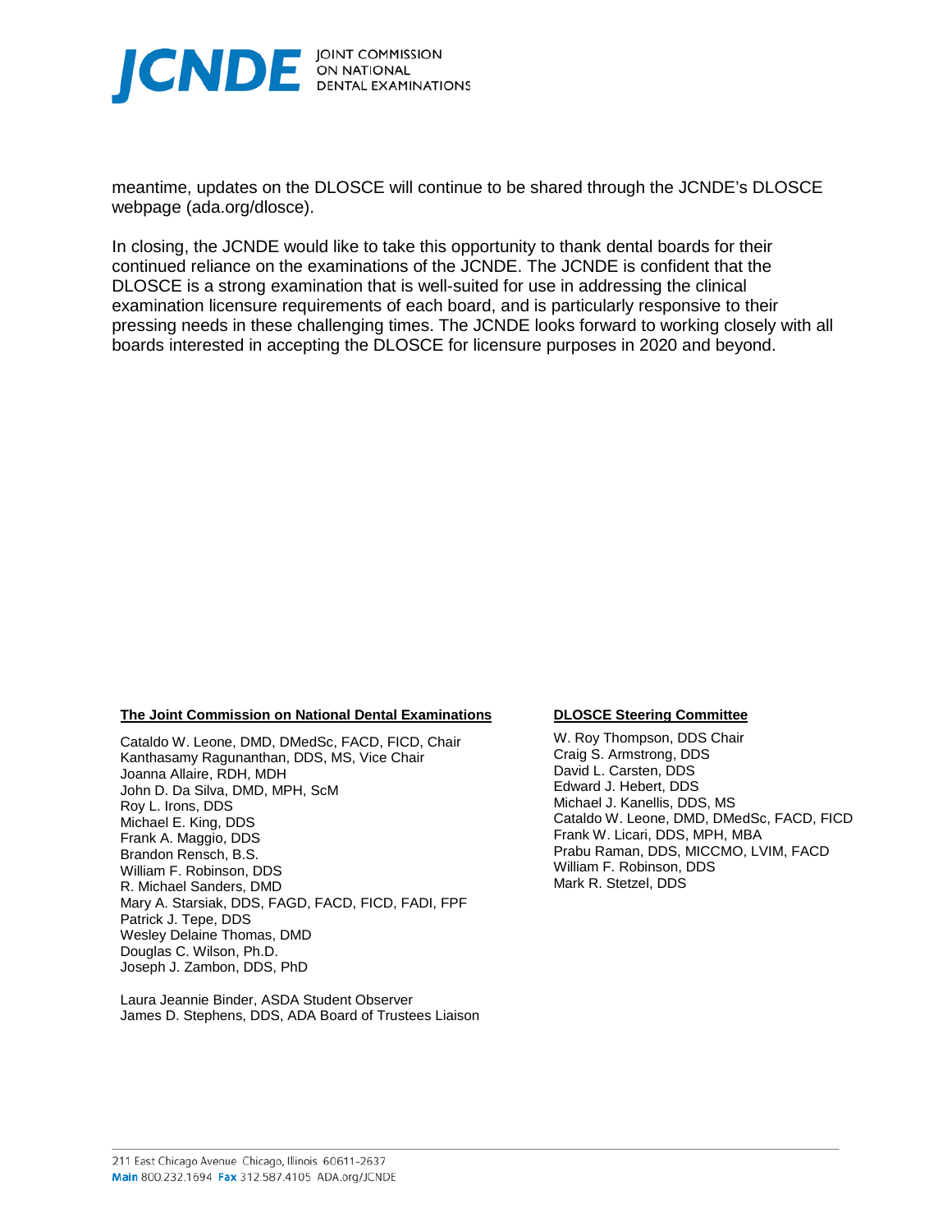meantime, updates on the DLOSCE will continue to be shared through the JCNDE's DLOSCE webpage (ada.org/dlosce).

In closing, the JCNDE would like to take this opportunity to thank dental boards for their continued reliance on the examinations of the JCNDE. The JCNDE is confident that the DLOSCE is a strong examination that is well-suited for use in addressing the clinical examination licensure requirements of each board, and is particularly responsive to their pressing needs in these challenging times. The JCNDE looks forward to working closely with all boards interested in accepting the DLOSCE for licensure purposes in 2020 and beyond.

**The Joint Commission on National Dental Examinations**

Cataldo W. Leone, DMD, DMedSc, FACD, FICD, Chair
Kanthasamy Ragunanthan, DDS, MS, Vice Chair
Joanna Allaire, RDH, MDH
John D. Da Silva, DMD, MPH, ScM
Roy L. Irons, DDS
Michael E. King, DDS
Frank A. Maggio, DDS
Brandon Rensch, B.S.
William F. Robinson, DDS
R. Michael Sanders, DMD
Mary A. Starsiak, DDS, FAGD, FACD, FICD, FADI, FPF
Patrick J. Tepe, DDS
Wesley Delaine Thomas, DMD
Douglas C. Wilson, Ph.D.
Joseph J. Zambon, DDS, PhD

Laura Jeannie Binder, ASDA Student Observer
James D. Stephens, DDS, ADA Board of Trustees Liaison

**DLOSCE Steering Committee**

W. Roy Thompson, DDS Chair
Craig S. Armstrong, DDS
David L. Carsten, DDS
Edward J. Hebert, DDS
Michael J. Kanellis, DDS, MS
Cataldo W. Leone, DMD, DMedSc, FACD, FICD
Frank W. Licari, DDS, MPH, MBA
Prabu Raman, DDS, MICCMO, LVIM, FACD
William F. Robinson, DDS
Mark R. Stetzel, DDS